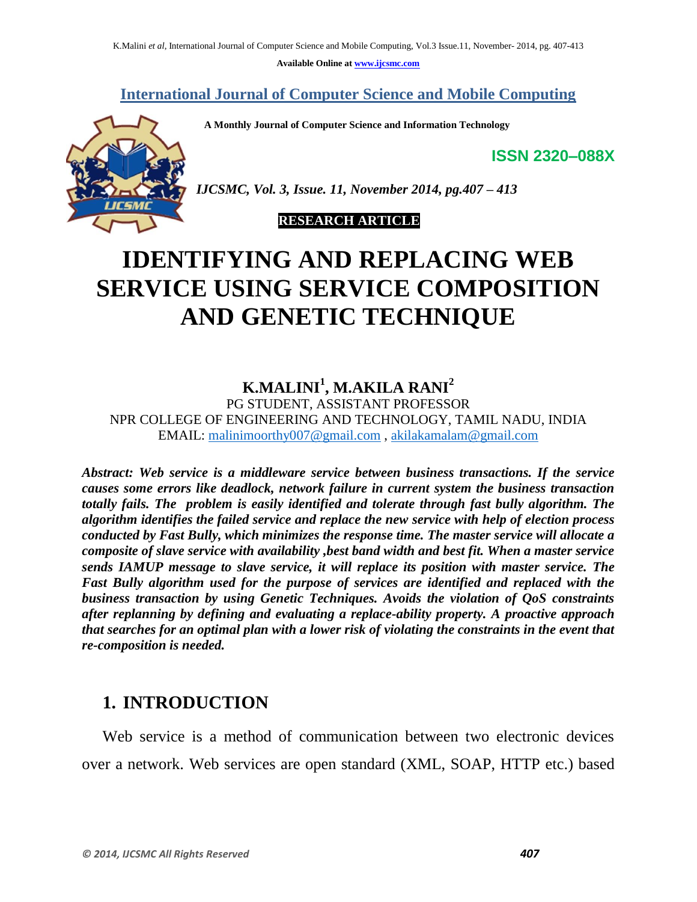Available Online at www.ijcsmc.com

# International Journal of Computer Science and Mobile Computing

**A Monthly Journal of Computer Science and Information Technology**

**ISSN 2320–088X**

*IJCSMC, Vol. 3, Issue. 11, November 2014, pg.407 – 413*

**RESEARCH ARTICLE**

# IDENTIFYING AND REPLACING WEB SERVICE USING SERVICE COMPOSITION AND GENETIC TECHNIQUE

**K.MALINI[1], M.AKILA RANI[2]**

PG STUDENT, ASSISTANT PROFESSOR

NPR COLLEGE OF ENGINEERING AND TECHNOLOGY, TAMIL NADU, INDIA

EMAIL: malinimoorthy007@gmail.com , akilakamalam@gmail.com

***Abstract:** Web service is a middleware service between business transactions. If the service causes some errors like deadlock, network failure in current system the business transaction totally fails. The problem is easily identified and tolerate through fast bully algorithm. The algorithm identifies the failed service and replace the new service with help of election process conducted by Fast Bully, which minimizes the response time. The master service will allocate a composite of slave service with availability ,best band width and best fit. When a master service sends IAMUP message to slave service, it will replace its position with master service. The Fast Bully algorithm used for the purpose of services are identified and replaced with the business transaction by using Genetic Techniques. Avoids the violation of QoS constraints after replanning by defining and evaluating a replace-ability property. A proactive approach that searches for an optimal plan with a lower risk of violating the constraints in the event that re-composition is needed.*

## 1. INTRODUCTION

Web service is a method of communication between two electronic devices over a network. Web services are open standard (XML, SOAP, HTTP etc.) based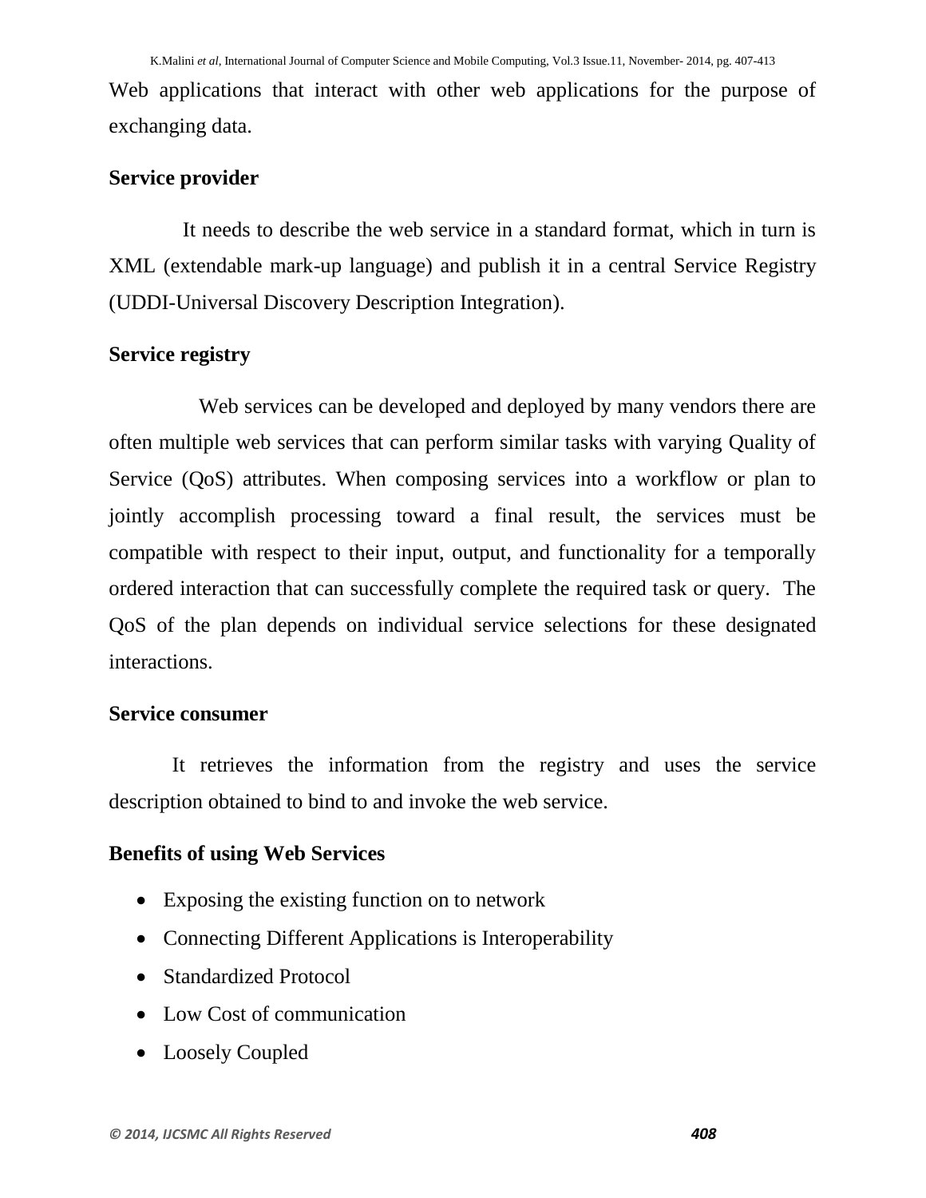Web applications that interact with other web applications for the purpose of exchanging data.

**Service provider**

It needs to describe the web service in a standard format, which in turn is XML (extendable mark-up language) and publish it in a central Service Registry (UDDI-Universal Discovery Description Integration).

**Service registry**

Web services can be developed and deployed by many vendors there are often multiple web services that can perform similar tasks with varying Quality of Service (QoS) attributes. When composing services into a workflow or plan to jointly accomplish processing toward a final result, the services must be compatible with respect to their input, output, and functionality for a temporally ordered interaction that can successfully complete the required task or query. The QoS of the plan depends on individual service selections for these designated interactions.

**Service consumer**

It retrieves the information from the registry and uses the service description obtained to bind to and invoke the web service.

**Benefits of using Web Services**

- Exposing the existing function on to network
- Connecting Different Applications is Interoperability
- Standardized Protocol
- Low Cost of communication
- Loosely Coupled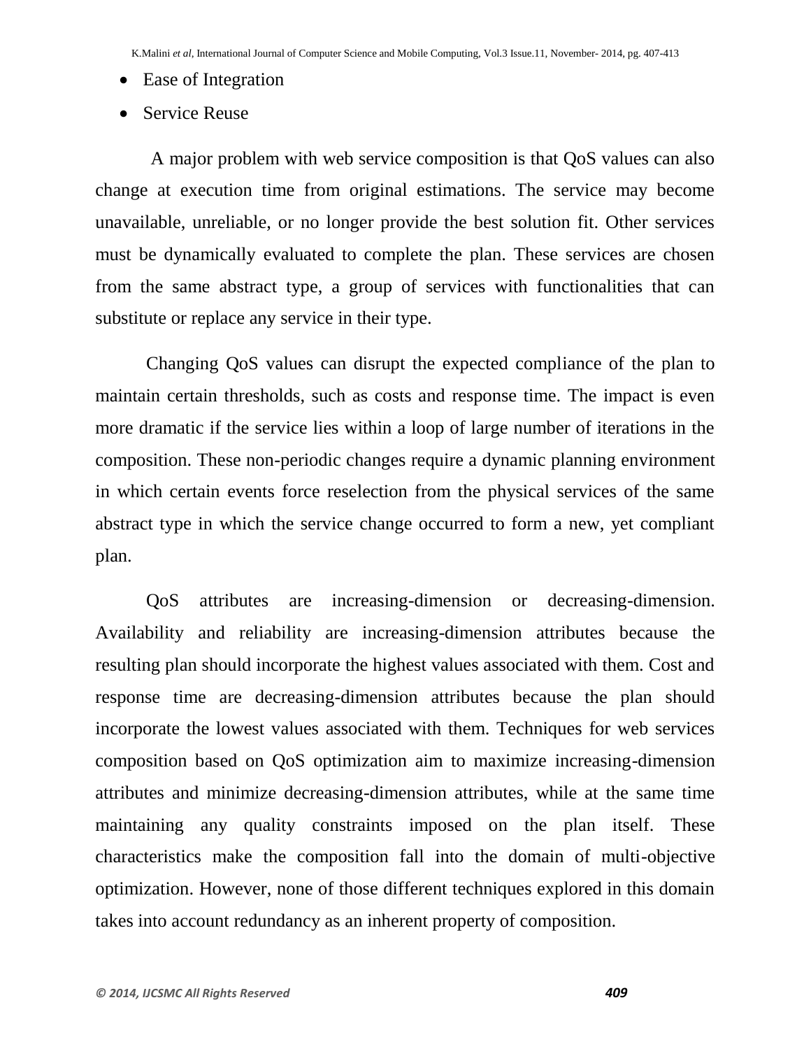- Ease of Integration
- Service Reuse

A major problem with web service composition is that QoS values can also change at execution time from original estimations. The service may become unavailable, unreliable, or no longer provide the best solution fit. Other services must be dynamically evaluated to complete the plan. These services are chosen from the same abstract type, a group of services with functionalities that can substitute or replace any service in their type.

Changing QoS values can disrupt the expected compliance of the plan to maintain certain thresholds, such as costs and response time. The impact is even more dramatic if the service lies within a loop of large number of iterations in the composition. These non-periodic changes require a dynamic planning environment in which certain events force reselection from the physical services of the same abstract type in which the service change occurred to form a new, yet compliant plan.

QoS attributes are increasing-dimension or decreasing-dimension. Availability and reliability are increasing-dimension attributes because the resulting plan should incorporate the highest values associated with them. Cost and response time are decreasing-dimension attributes because the plan should incorporate the lowest values associated with them. Techniques for web services composition based on QoS optimization aim to maximize increasing-dimension attributes and minimize decreasing-dimension attributes, while at the same time maintaining any quality constraints imposed on the plan itself. These characteristics make the composition fall into the domain of multi-objective optimization. However, none of those different techniques explored in this domain takes into account redundancy as an inherent property of composition.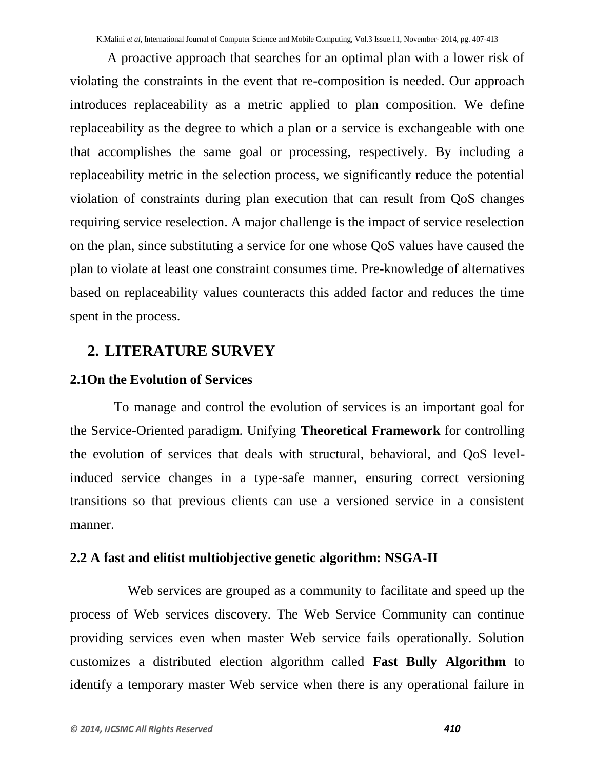A proactive approach that searches for an optimal plan with a lower risk of violating the constraints in the event that re-composition is needed. Our approach introduces replaceability as a metric applied to plan composition. We define replaceability as the degree to which a plan or a service is exchangeable with one that accomplishes the same goal or processing, respectively. By including a replaceability metric in the selection process, we significantly reduce the potential violation of constraints during plan execution that can result from QoS changes requiring service reselection. A major challenge is the impact of service reselection on the plan, since substituting a service for one whose QoS values have caused the plan to violate at least one constraint consumes time. Pre-knowledge of alternatives based on replaceability values counteracts this added factor and reduces the time spent in the process.

## 2. LITERATURE SURVEY

### 2.1On the Evolution of Services

To manage and control the evolution of services is an important goal for the Service-Oriented paradigm. Unifying **Theoretical Framework** for controlling the evolution of services that deals with structural, behavioral, and QoS level-induced service changes in a type-safe manner, ensuring correct versioning transitions so that previous clients can use a versioned service in a consistent manner.

### 2.2 A fast and elitist multiobjective genetic algorithm: NSGA-II

Web services are grouped as a community to facilitate and speed up the process of Web services discovery. The Web Service Community can continue providing services even when master Web service fails operationally. Solution customizes a distributed election algorithm called **Fast Bully Algorithm** to identify a temporary master Web service when there is any operational failure in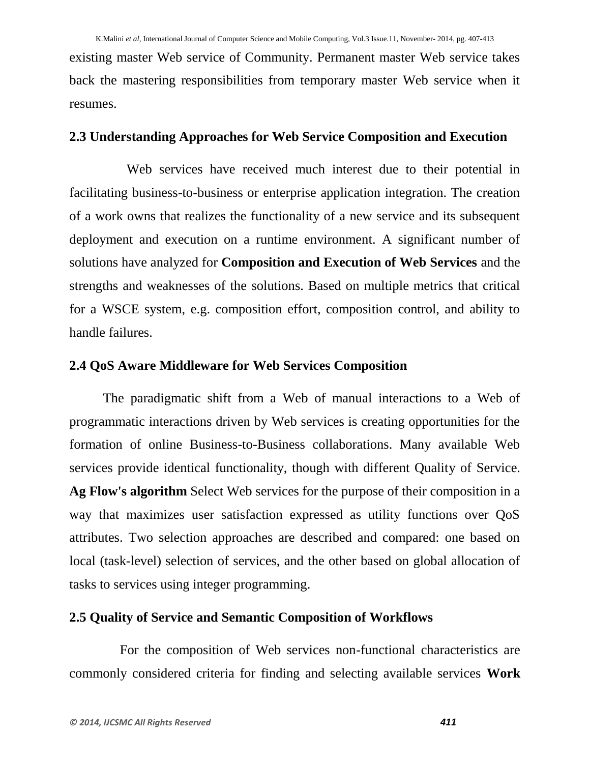existing master Web service of Community. Permanent master Web service takes back the mastering responsibilities from temporary master Web service when it resumes.

### 2.3 Understanding Approaches for Web Service Composition and Execution

Web services have received much interest due to their potential in facilitating business-to-business or enterprise application integration. The creation of a work owns that realizes the functionality of a new service and its subsequent deployment and execution on a runtime environment. A significant number of solutions have analyzed for **Composition and Execution of Web Services** and the strengths and weaknesses of the solutions. Based on multiple metrics that critical for a WSCE system, e.g. composition effort, composition control, and ability to handle failures.

### 2.4 QoS Aware Middleware for Web Services Composition

The paradigmatic shift from a Web of manual interactions to a Web of programmatic interactions driven by Web services is creating opportunities for the formation of online Business-to-Business collaborations. Many available Web services provide identical functionality, though with different Quality of Service. **Ag Flow's algorithm** Select Web services for the purpose of their composition in a way that maximizes user satisfaction expressed as utility functions over QoS attributes. Two selection approaches are described and compared: one based on local (task-level) selection of services, and the other based on global allocation of tasks to services using integer programming.

### 2.5 Quality of Service and Semantic Composition of Workflows

For the composition of Web services non-functional characteristics are commonly considered criteria for finding and selecting available services **Work**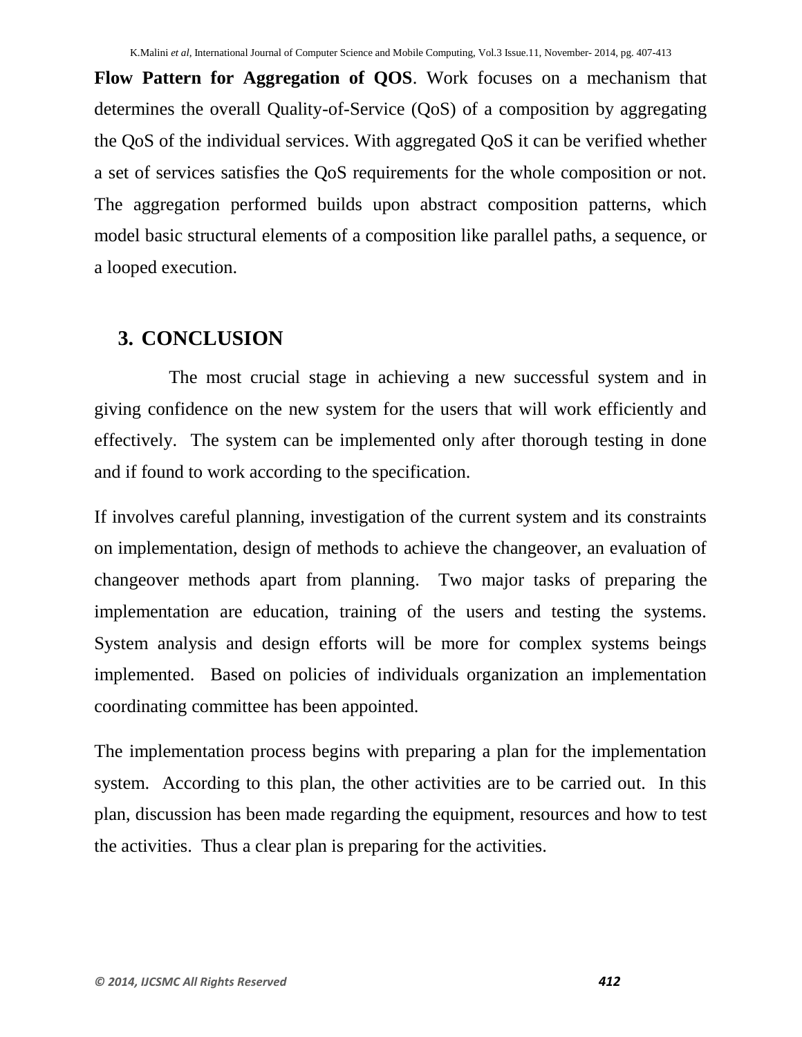**Flow Pattern for Aggregation of QOS**. Work focuses on a mechanism that determines the overall Quality-of-Service (QoS) of a composition by aggregating the QoS of the individual services. With aggregated QoS it can be verified whether a set of services satisfies the QoS requirements for the whole composition or not. The aggregation performed builds upon abstract composition patterns, which model basic structural elements of a composition like parallel paths, a sequence, or a looped execution.

## 3. CONCLUSION

The most crucial stage in achieving a new successful system and in giving confidence on the new system for the users that will work efficiently and effectively. The system can be implemented only after thorough testing in done and if found to work according to the specification.

If involves careful planning, investigation of the current system and its constraints on implementation, design of methods to achieve the changeover, an evaluation of changeover methods apart from planning. Two major tasks of preparing the implementation are education, training of the users and testing the systems. System analysis and design efforts will be more for complex systems beings implemented. Based on policies of individuals organization an implementation coordinating committee has been appointed.

The implementation process begins with preparing a plan for the implementation system. According to this plan, the other activities are to be carried out. In this plan, discussion has been made regarding the equipment, resources and how to test the activities. Thus a clear plan is preparing for the activities.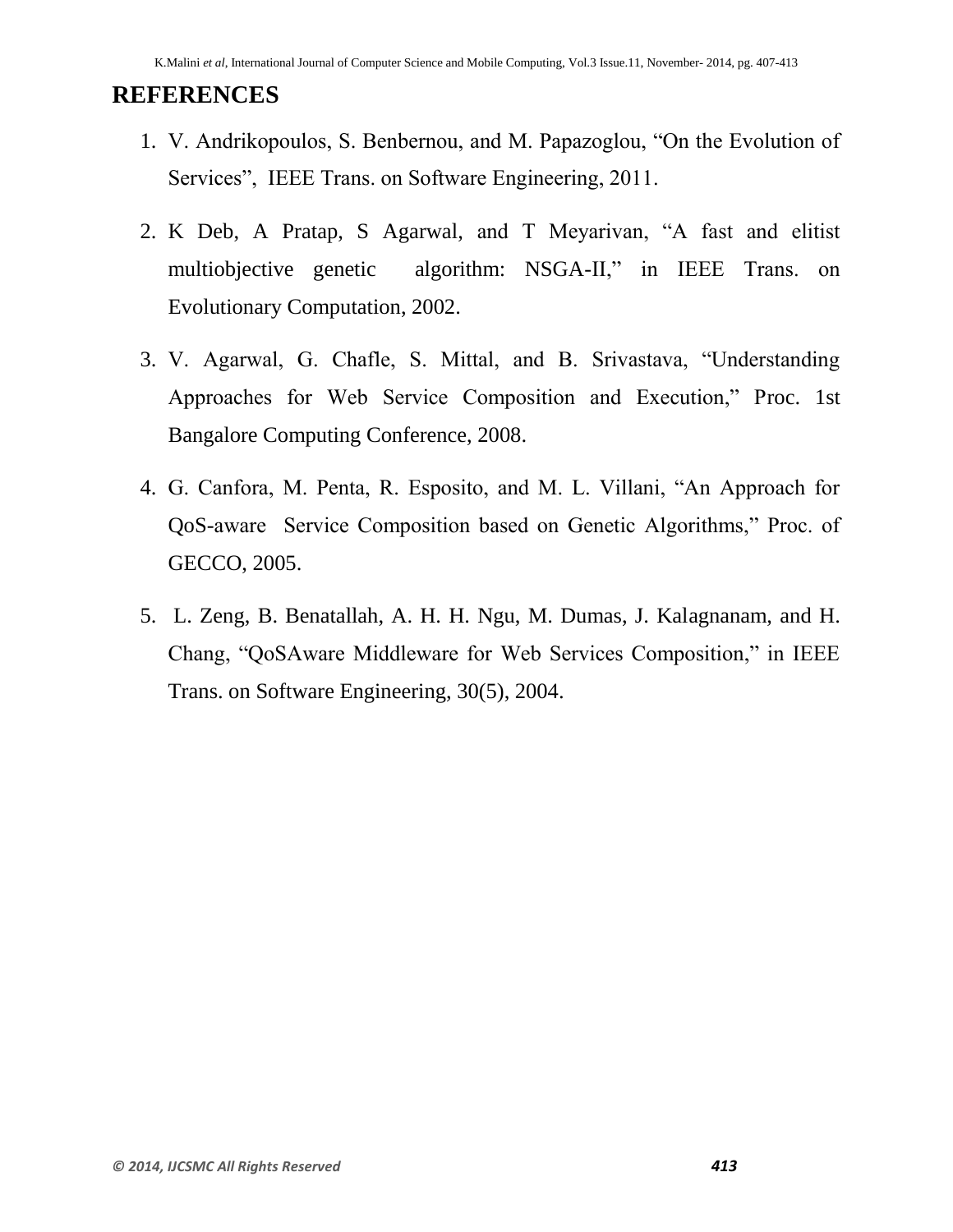# REFERENCES

1. V. Andrikopoulos, S. Benbernou, and M. Papazoglou, “On the Evolution of Services”, IEEE Trans. on Software Engineering, 2011.
2. K Deb, A Pratap, S Agarwal, and T Meyarivan, “A fast and elitist multiobjective genetic algorithm: NSGA-II,” in IEEE Trans. on Evolutionary Computation, 2002.
3. V. Agarwal, G. Chafle, S. Mittal, and B. Srivastava, “Understanding Approaches for Web Service Composition and Execution,” Proc. 1st Bangalore Computing Conference, 2008.
4. G. Canfora, M. Penta, R. Esposito, and M. L. Villani, “An Approach for QoS-aware Service Composition based on Genetic Algorithms,” Proc. of GECCO, 2005.
5. L. Zeng, B. Benatallah, A. H. H. Ngu, M. Dumas, J. Kalagnanam, and H. Chang, “QoSAware Middleware for Web Services Composition,” in IEEE Trans. on Software Engineering, 30(5), 2004.